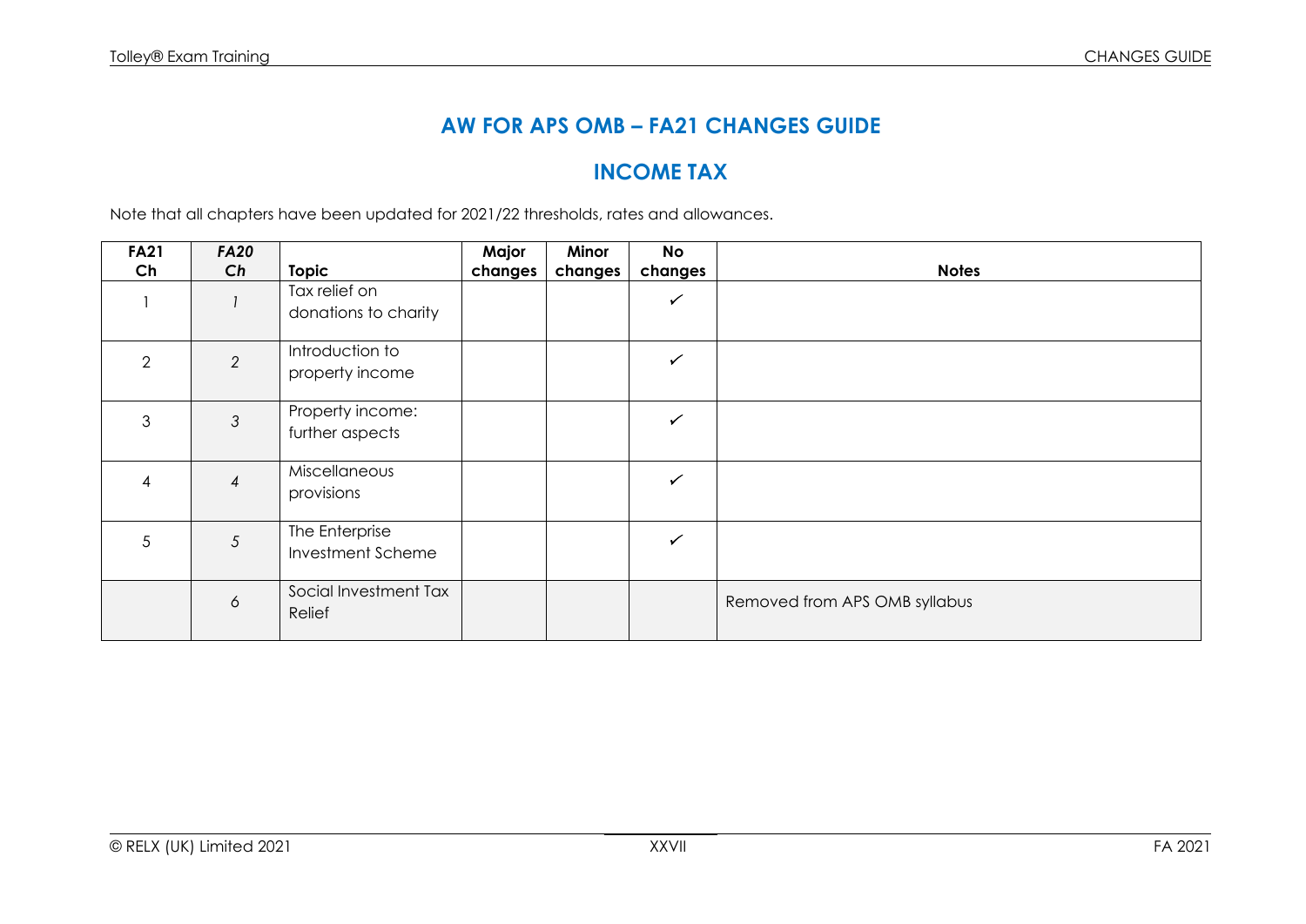# AW FOR APS OMB – FA21 CHANGES GUIDE

## INCOME TAX

Note that all chapters have been updated for 2021/22 thresholds, rates and allowances.

| FA21 Ch | *FA20 Ch* | Topic | Major changes | Minor changes | No changes | Notes |
|---|---|---|---|---|---|---|
| 1 | *1* | Tax relief on donations to charity | | | ✓ | |
| 2 | *2* | Introduction to property income | | | ✓ | |
| 3 | *3* | Property income: further aspects | | | ✓ | |
| 4 | *4* | Miscellaneous provisions | | | ✓ | |
| 5 | *5* | The Enterprise Investment Scheme | | | ✓ | |
| | *6* | Social Investment Tax Relief | | | | Removed from APS OMB syllabus |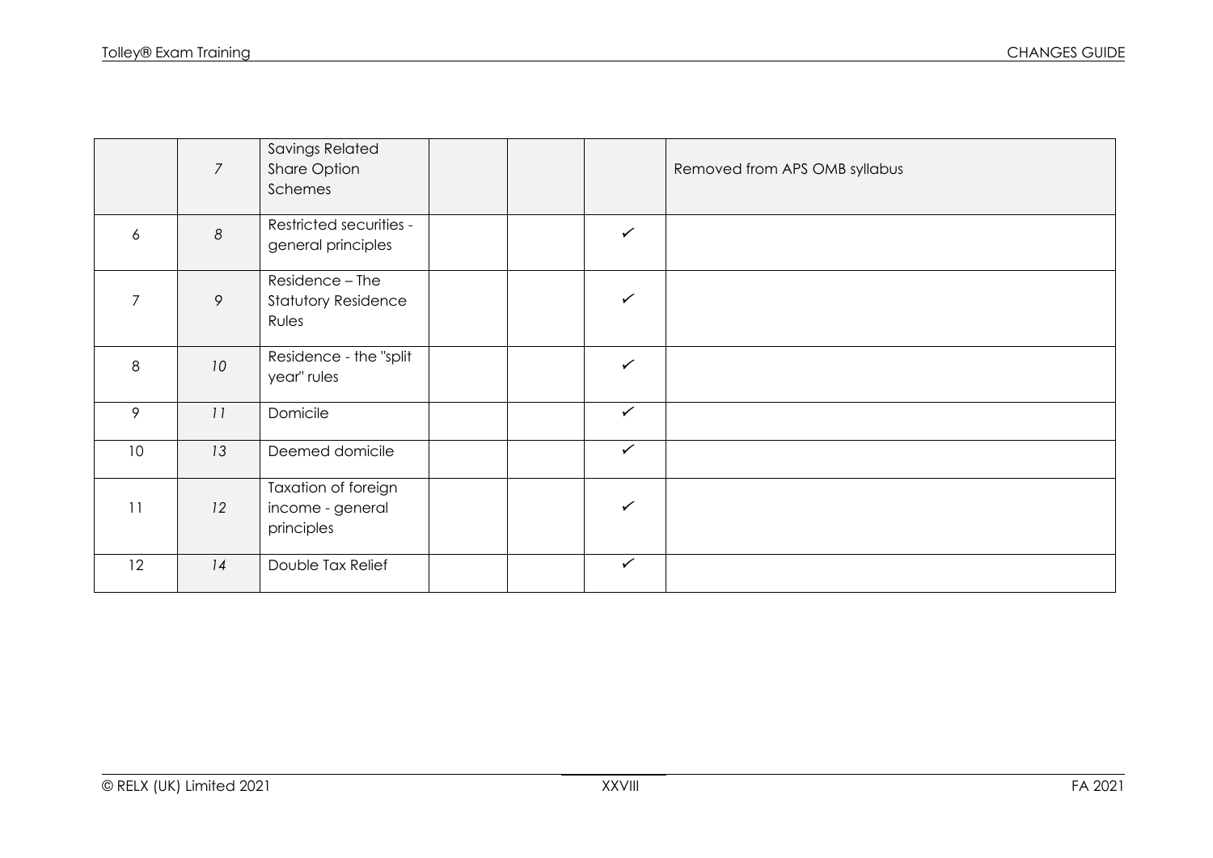| | | | | | | |
|---|---|---|---|---|---|---|
| | *7* | Savings Related Share Option Schemes | | | | Removed from APS OMB syllabus |
| 6 | *8* | Restricted securities - general principles | | | ✓ | |
| 7 | *9* | Residence – The Statutory Residence Rules | | | ✓ | |
| 8 | *10* | Residence - the "split year" rules | | | ✓ | |
| 9 | *11* | Domicile | | | ✓ | |
| 10 | *13* | Deemed domicile | | | ✓ | |
| 11 | *12* | Taxation of foreign income - general principles | | | ✓ | |
| 12 | *14* | Double Tax Relief | | | ✓ | |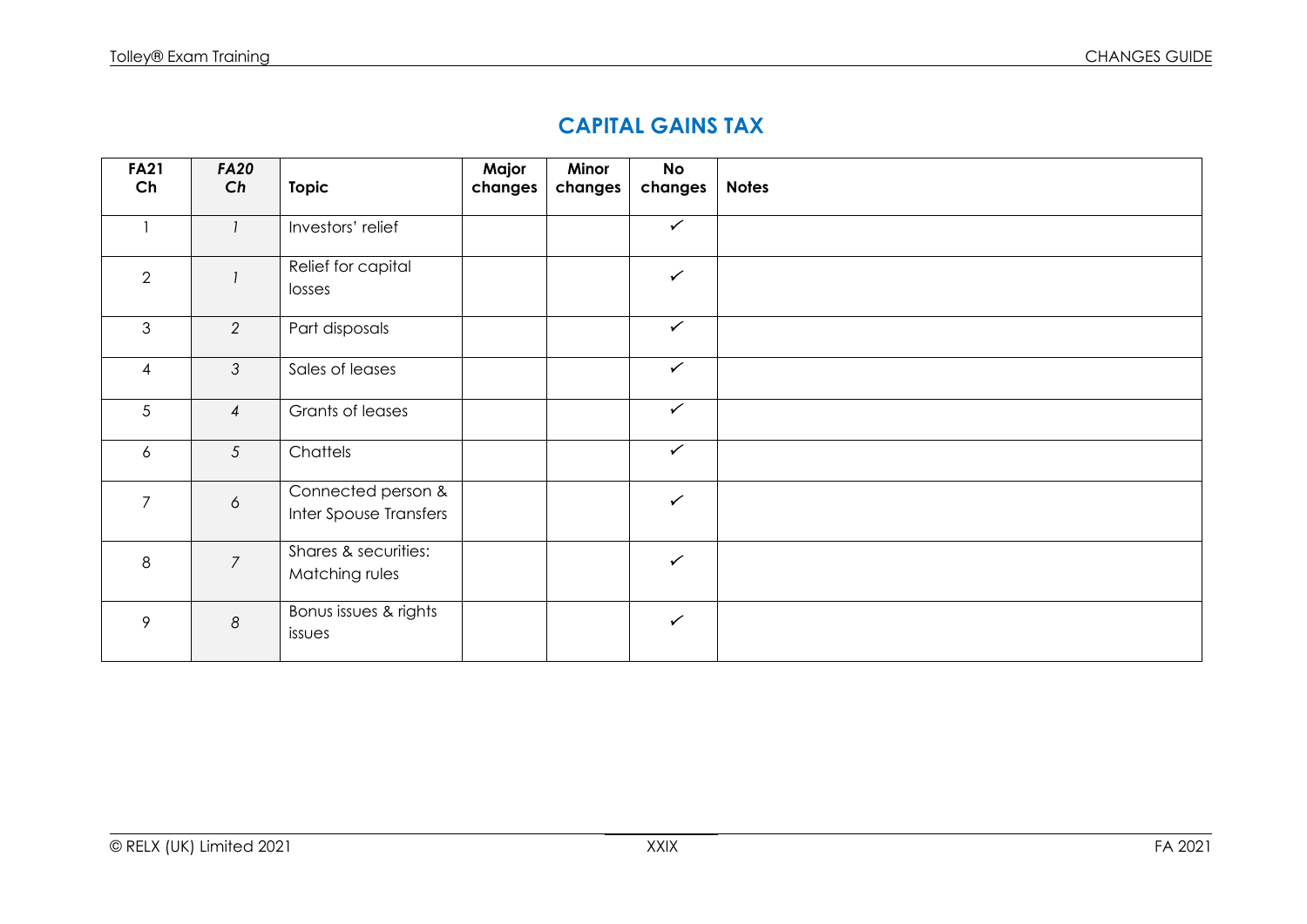## CAPITAL GAINS TAX

| FA21 Ch | *FA20 Ch* | Topic | Major changes | Minor changes | No changes | Notes |
|---|---|---|---|---|---|---|
| 1 | *1* | Investors' relief | | | ✓ | |
| 2 | *1* | Relief for capital losses | | | ✓ | |
| 3 | *2* | Part disposals | | | ✓ | |
| 4 | *3* | Sales of leases | | | ✓ | |
| 5 | *4* | Grants of leases | | | ✓ | |
| 6 | *5* | Chattels | | | ✓ | |
| 7 | *6* | Connected person & Inter Spouse Transfers | | | ✓ | |
| 8 | *7* | Shares & securities: Matching rules | | | ✓ | |
| 9 | *8* | Bonus issues & rights issues | | | ✓ | |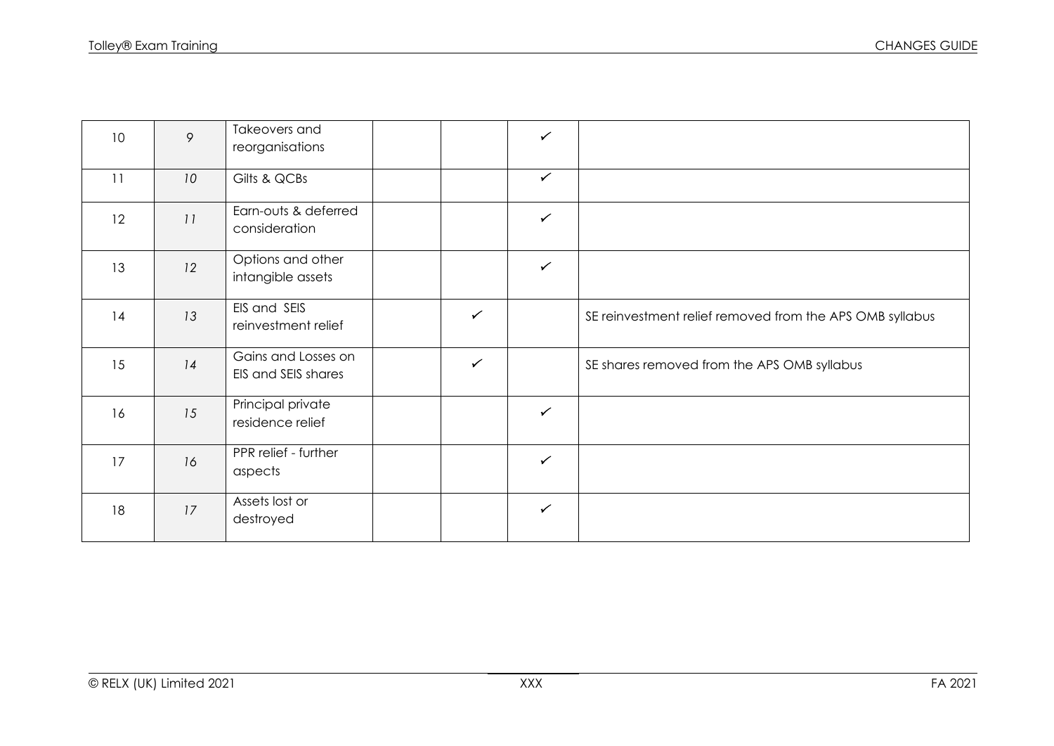| | | | | | | |
|---|---|---|---|---|---|---|
| 10 | 9 | Takeovers and reorganisations | | | ✓ | |
| 11 | 10 | Gilts & QCBs | | | ✓ | |
| 12 | 11 | Earn-outs & deferred consideration | | | ✓ | |
| 13 | 12 | Options and other intangible assets | | | ✓ | |
| 14 | 13 | EIS and SEIS reinvestment relief | | ✓ | | SE reinvestment relief removed from the APS OMB syllabus |
| 15 | 14 | Gains and Losses on EIS and SEIS shares | | ✓ | | SE shares removed from the APS OMB syllabus |
| 16 | 15 | Principal private residence relief | | | ✓ | |
| 17 | 16 | PPR relief - further aspects | | | ✓ | |
| 18 | 17 | Assets lost or destroyed | | | ✓ | |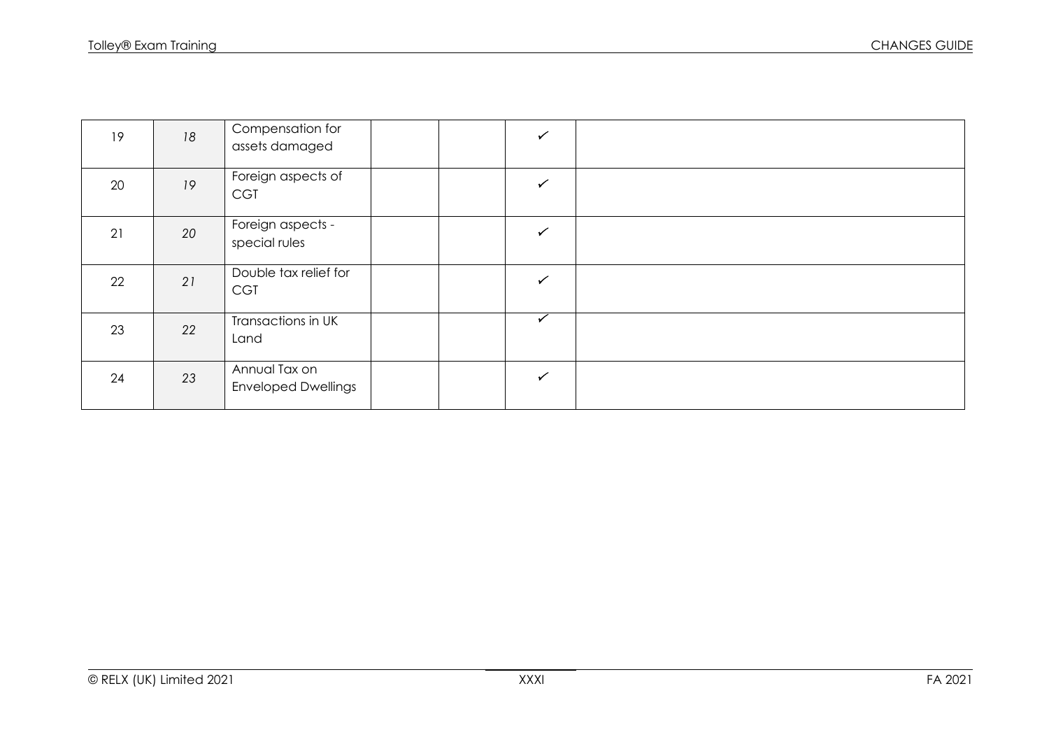| | | | | | | |
|---|---|---|---|---|---|---|
| 19 | *18* | Compensation for assets damaged | | | ✓ | |
| 20 | *19* | Foreign aspects of CGT | | | ✓ | |
| 21 | *20* | Foreign aspects - special rules | | | ✓ | |
| 22 | *21* | Double tax relief for CGT | | | ✓ | |
| 23 | *22* | Transactions in UK Land | | | ✓ | |
| 24 | *23* | Annual Tax on Enveloped Dwellings | | | ✓ | |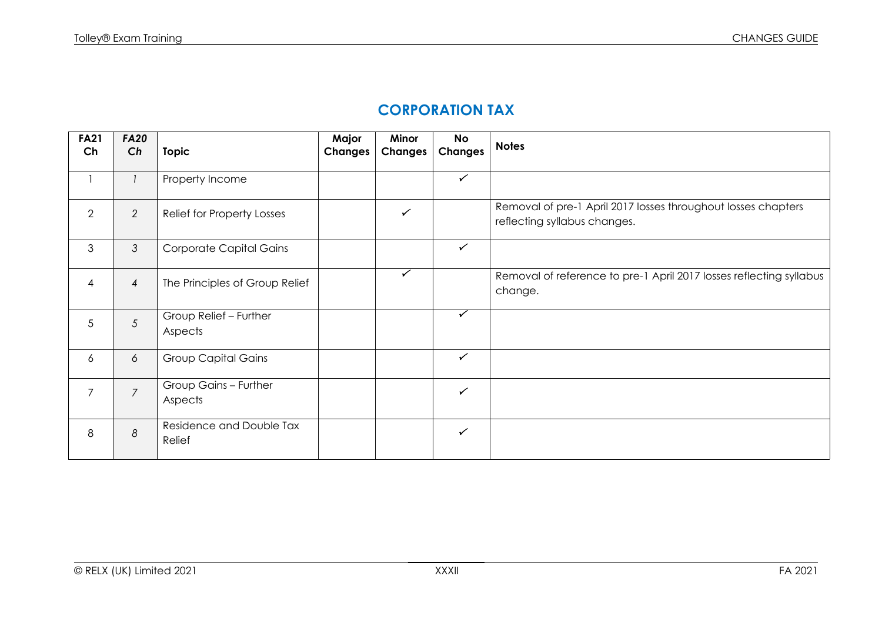## CORPORATION TAX

| FA21 Ch | *FA20 Ch* | Topic | Major Changes | Minor Changes | No Changes | Notes |
|---|---|---|---|---|---|---|
| 1 | *1* | Property Income | | | ✓ | |
| 2 | *2* | Relief for Property Losses | | ✓ | | Removal of pre-1 April 2017 losses throughout losses chapters reflecting syllabus changes. |
| 3 | *3* | Corporate Capital Gains | | | ✓ | |
| 4 | *4* | The Principles of Group Relief | | ✓ | | Removal of reference to pre-1 April 2017 losses reflecting syllabus change. |
| 5 | *5* | Group Relief – Further Aspects | | | ✓ | |
| 6 | *6* | Group Capital Gains | | | ✓ | |
| 7 | *7* | Group Gains – Further Aspects | | | ✓ | |
| 8 | *8* | Residence and Double Tax Relief | | | ✓ | |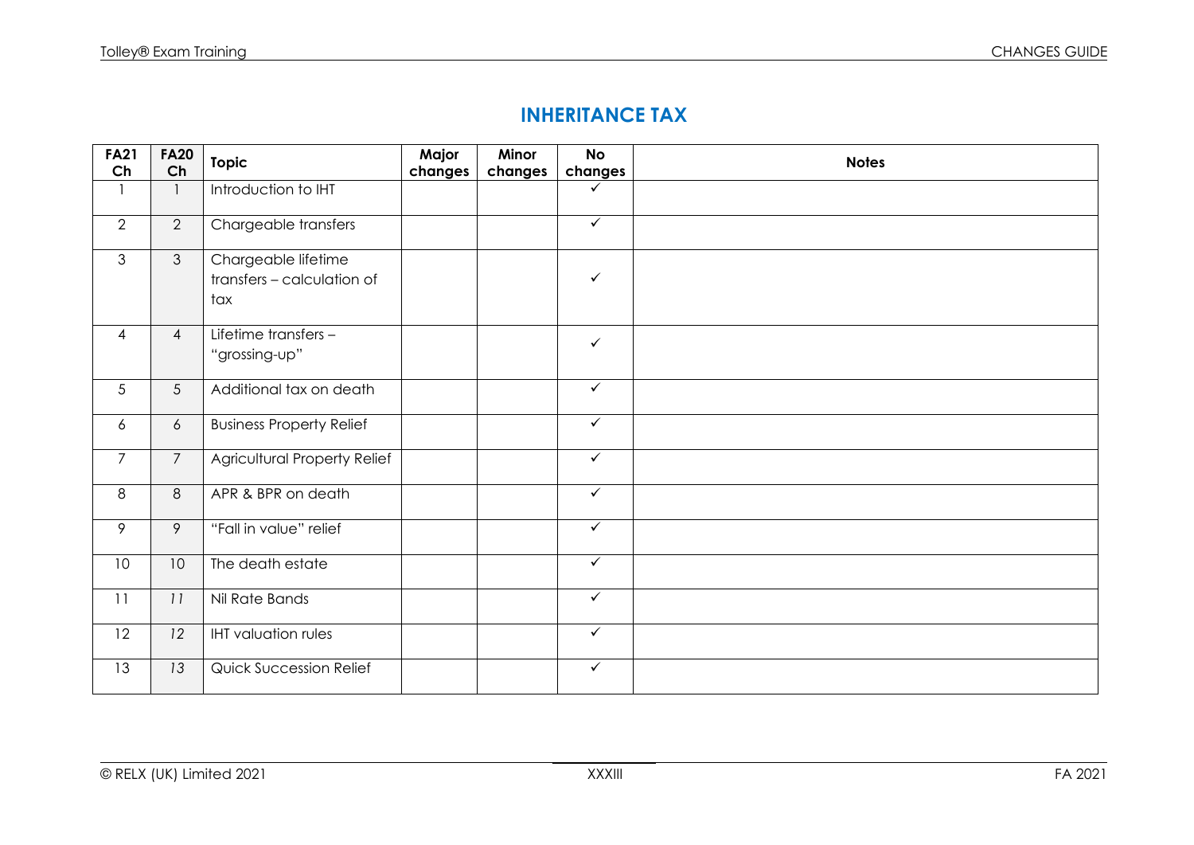# INHERITANCE TAX

| FA21 Ch | FA20 Ch | Topic | Major changes | Minor changes | No changes | Notes |
|---|---|---|---|---|---|---|
| 1 | 1 | Introduction to IHT | | | ✓ | |
| 2 | 2 | Chargeable transfers | | | ✓ | |
| 3 | 3 | Chargeable lifetime transfers – calculation of tax | | | ✓ | |
| 4 | 4 | Lifetime transfers – "grossing-up" | | | ✓ | |
| 5 | 5 | Additional tax on death | | | ✓ | |
| 6 | 6 | Business Property Relief | | | ✓ | |
| 7 | 7 | Agricultural Property Relief | | | ✓ | |
| 8 | 8 | APR & BPR on death | | | ✓ | |
| 9 | 9 | "Fall in value" relief | | | ✓ | |
| 10 | 10 | The death estate | | | ✓ | |
| 11 | 11 | Nil Rate Bands | | | ✓ | |
| 12 | 12 | IHT valuation rules | | | ✓ | |
| 13 | 13 | Quick Succession Relief | | | ✓ | |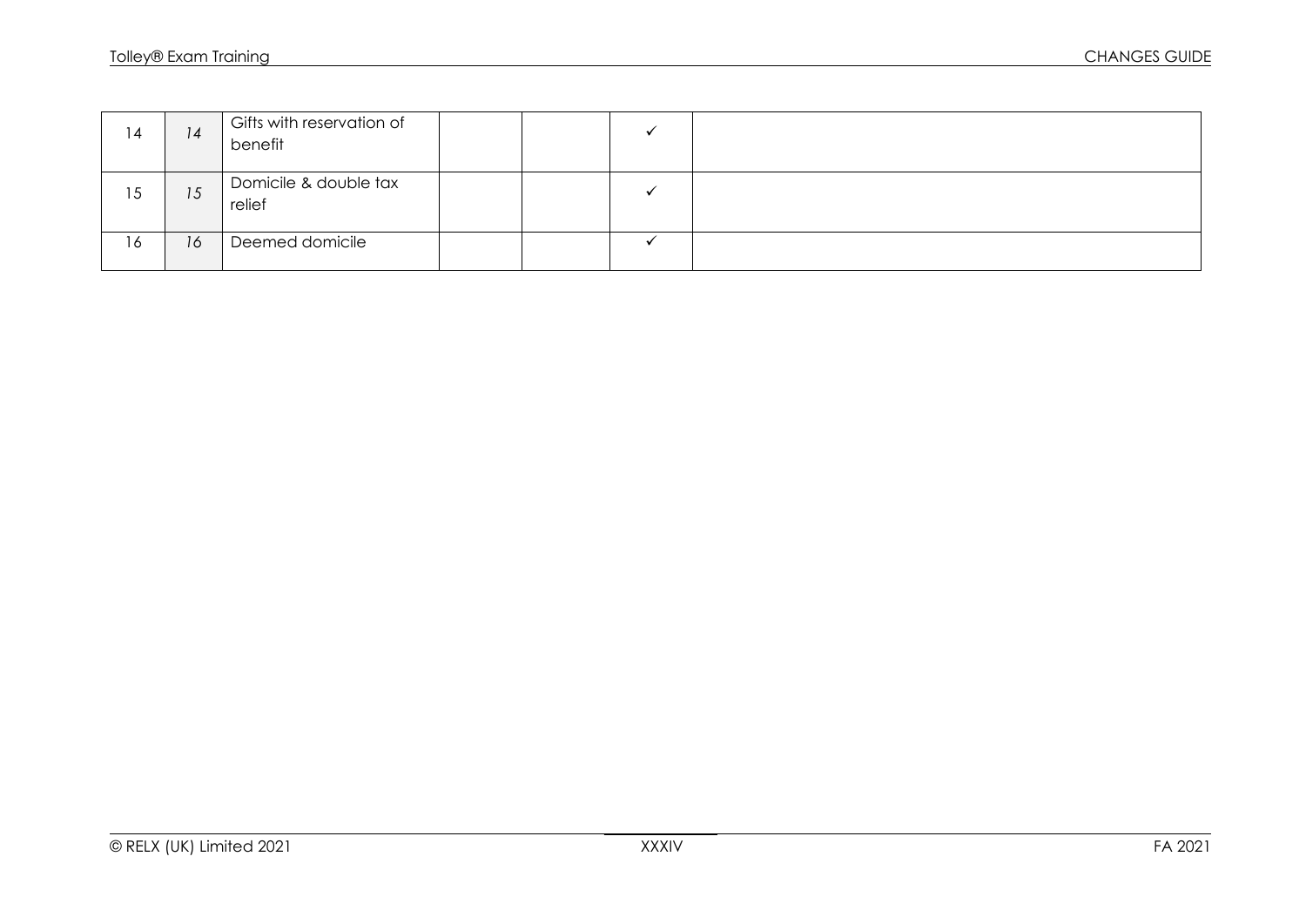| | | | | | | |
|---|---|---|---|---|---|---|
| 14 | *14* | Gifts with reservation of benefit | | | ✓ | |
| 15 | *15* | Domicile & double tax relief | | | ✓ | |
| 16 | *16* | Deemed domicile | | | ✓ | |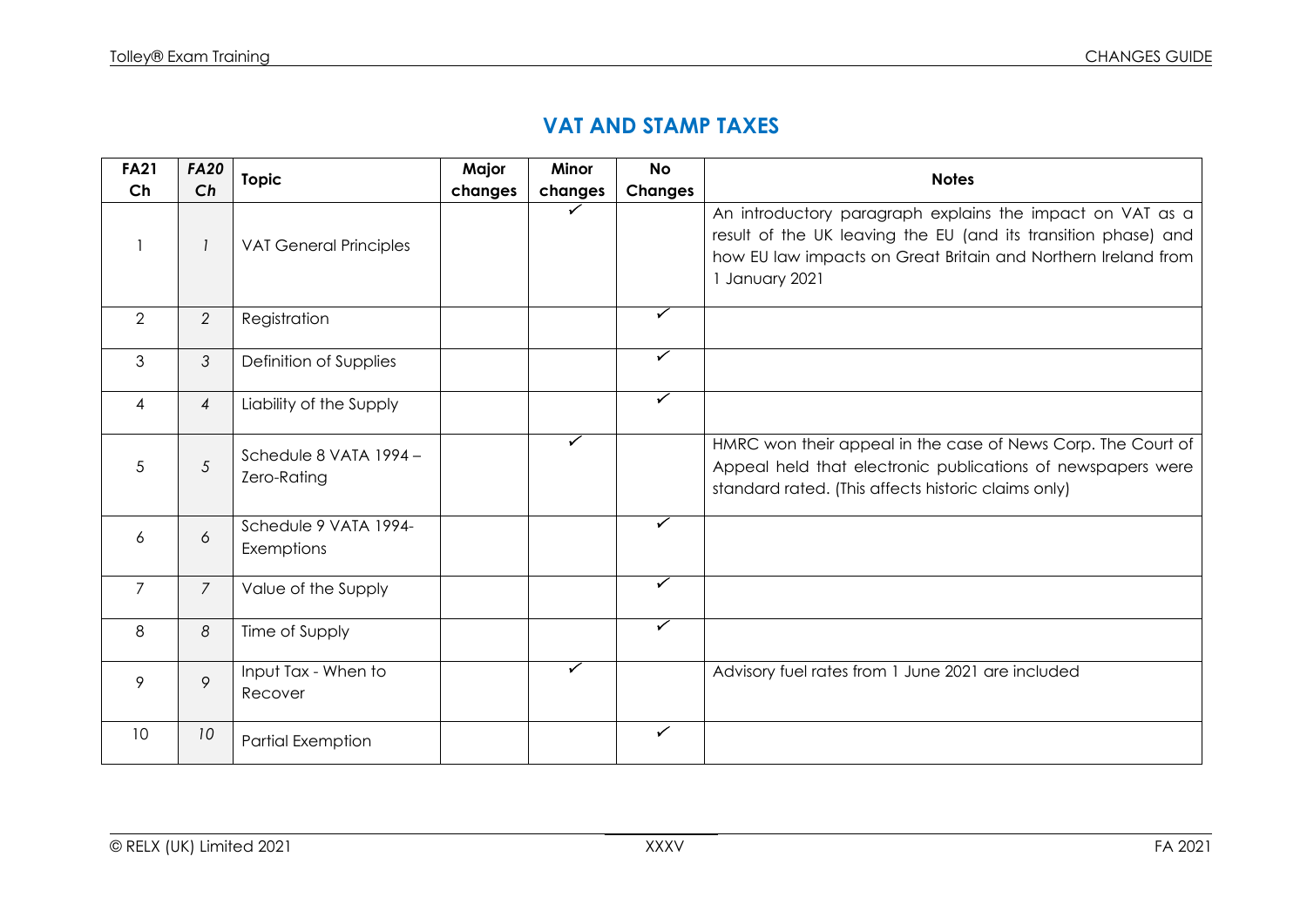## VAT AND STAMP TAXES

| FA21 Ch | *FA20 Ch* | Topic | Major changes | Minor changes | No Changes | Notes |
|---|---|---|---|---|---|---|
| 1 | *1* | VAT General Principles | | ✓ | | An introductory paragraph explains the impact on VAT as a result of the UK leaving the EU (and its transition phase) and how EU law impacts on Great Britain and Northern Ireland from 1 January 2021 |
| 2 | *2* | Registration | | | ✓ | |
| 3 | *3* | Definition of Supplies | | | ✓ | |
| 4 | *4* | Liability of the Supply | | | ✓ | |
| 5 | *5* | Schedule 8 VATA 1994 – Zero-Rating | | ✓ | | HMRC won their appeal in the case of News Corp. The Court of Appeal held that electronic publications of newspapers were standard rated. (This affects historic claims only) |
| 6 | *6* | Schedule 9 VATA 1994- Exemptions | | | ✓ | |
| 7 | *7* | Value of the Supply | | | ✓ | |
| 8 | *8* | Time of Supply | | | ✓ | |
| 9 | *9* | Input Tax - When to Recover | | ✓ | | Advisory fuel rates from 1 June 2021 are included |
| 10 | *10* | Partial Exemption | | | ✓ | |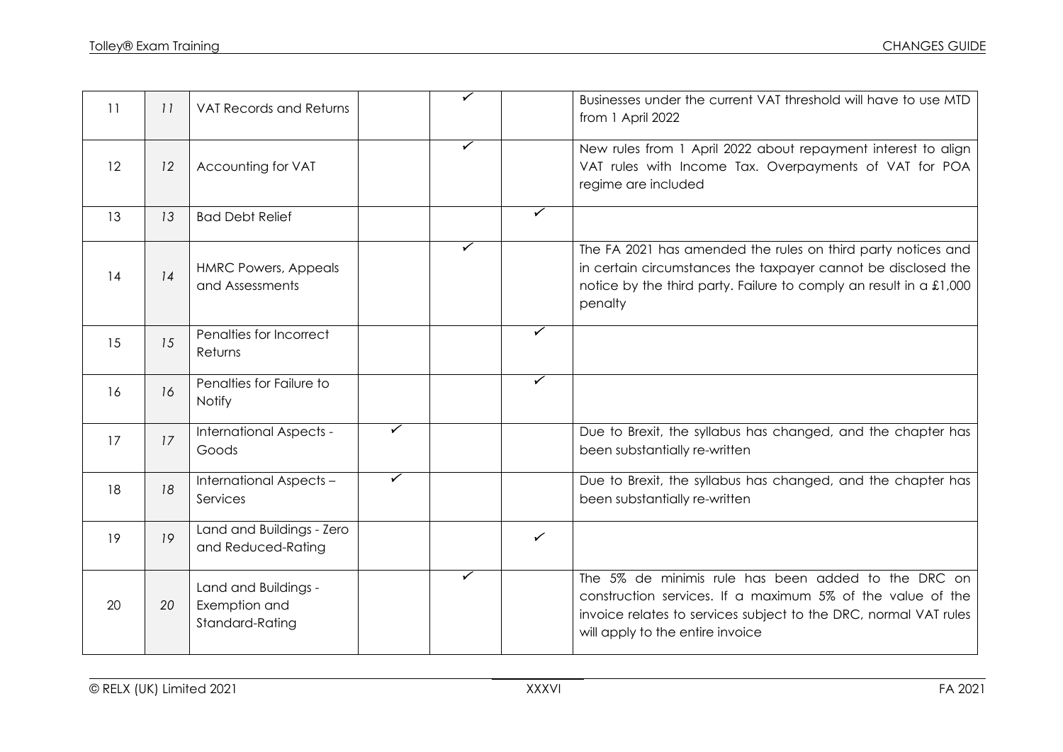| | | | | | | |
|---|---|---|---|---|---|---|
| 11 | *11* | VAT Records and Returns | | ✓ | | Businesses under the current VAT threshold will have to use MTD from 1 April 2022 |
| 12 | *12* | Accounting for VAT | | ✓ | | New rules from 1 April 2022 about repayment interest to align VAT rules with Income Tax. Overpayments of VAT for POA regime are included |
| 13 | *13* | Bad Debt Relief | | | ✓ | |
| 14 | *14* | HMRC Powers, Appeals and Assessments | | ✓ | | The FA 2021 has amended the rules on third party notices and in certain circumstances the taxpayer cannot be disclosed the notice by the third party. Failure to comply an result in a £1,000 penalty |
| 15 | *15* | Penalties for Incorrect Returns | | | ✓ | |
| 16 | *16* | Penalties for Failure to Notify | | | ✓ | |
| 17 | *17* | International Aspects - Goods | ✓ | | | Due to Brexit, the syllabus has changed, and the chapter has been substantially re-written |
| 18 | *18* | International Aspects – Services | ✓ | | | Due to Brexit, the syllabus has changed, and the chapter has been substantially re-written |
| 19 | *19* | Land and Buildings - Zero and Reduced-Rating | | | ✓ | |
| 20 | *20* | Land and Buildings - Exemption and Standard-Rating | | ✓ | | The 5% de minimis rule has been added to the DRC on construction services. If a maximum 5% of the value of the invoice relates to services subject to the DRC, normal VAT rules will apply to the entire invoice |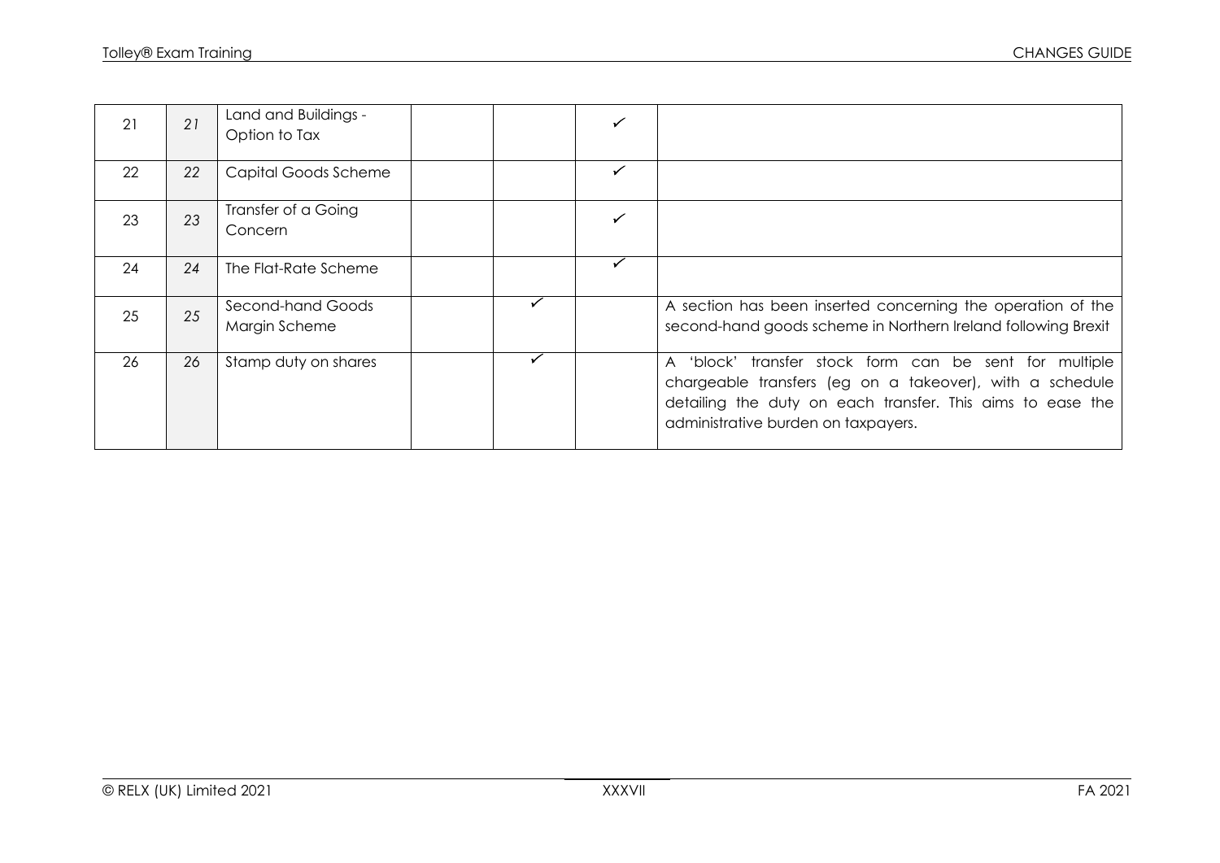| | | | | | | |
|---|---|---|---|---|---|---|
| 21 | 21 | Land and Buildings - Option to Tax | | | ✓ | |
| 22 | 22 | Capital Goods Scheme | | | ✓ | |
| 23 | 23 | Transfer of a Going Concern | | | ✓ | |
| 24 | 24 | The Flat-Rate Scheme | | | ✓ | |
| 25 | 25 | Second-hand Goods Margin Scheme | | ✓ | | A section has been inserted concerning the operation of the second-hand goods scheme in Northern Ireland following Brexit |
| 26 | 26 | Stamp duty on shares | | ✓ | | A 'block' transfer stock form can be sent for multiple chargeable transfers (eg on a takeover), with a schedule detailing the duty on each transfer. This aims to ease the administrative burden on taxpayers. |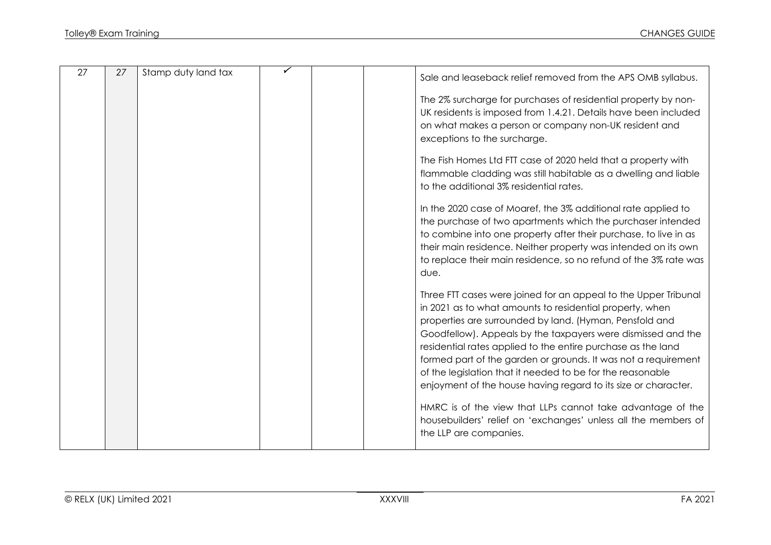| 27 | 27 | Stamp duty land tax | ✓ | | | Sale and leaseback relief removed from the APS OMB syllabus.<br><br>The 2% surcharge for purchases of residential property by non-UK residents is imposed from 1.4.21. Details have been included on what makes a person or company non-UK resident and exceptions to the surcharge.<br><br>The Fish Homes Ltd FTT case of 2020 held that a property with flammable cladding was still habitable as a dwelling and liable to the additional 3% residential rates.<br><br>In the 2020 case of Moaref, the 3% additional rate applied to the purchase of two apartments which the purchaser intended to combine into one property after their purchase, to live in as their main residence. Neither property was intended on its own to replace their main residence, so no refund of the 3% rate was due.<br><br>Three FTT cases were joined for an appeal to the Upper Tribunal in 2021 as to what amounts to residential property, when properties are surrounded by land. (Hyman, Pensfold and Goodfellow). Appeals by the taxpayers were dismissed and the residential rates applied to the entire purchase as the land formed part of the garden or grounds. It was not a requirement of the legislation that it needed to be for the reasonable enjoyment of the house having regard to its size or character.<br><br>HMRC is of the view that LLPs cannot take advantage of the housebuilders' relief on 'exchanges' unless all the members of the LLP are companies. |
|---|---|---|---|---|---|---|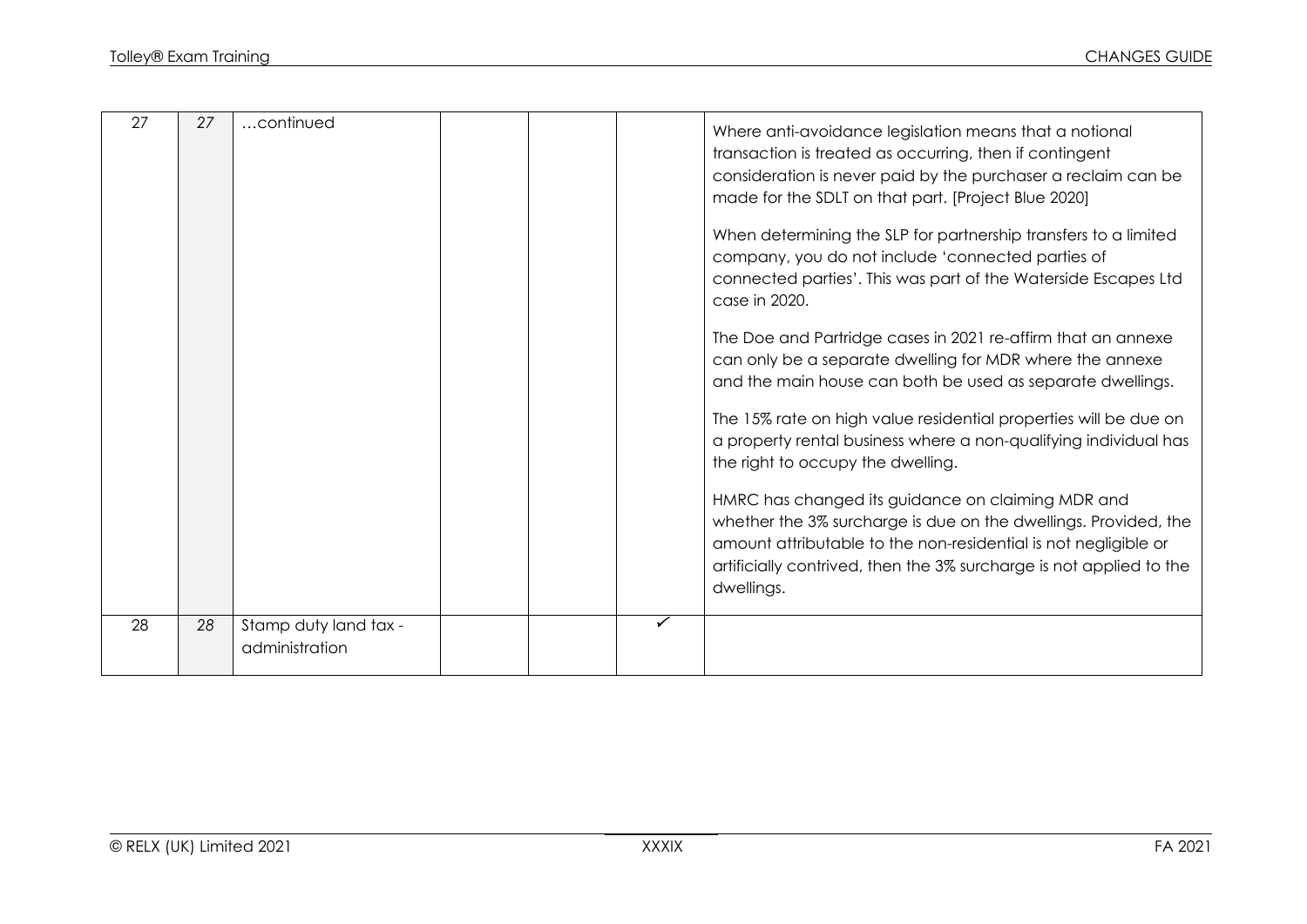| | | | | | | |
|---|---|---|---|---|---|---|
| 27 | 27 | …continued | | | | Where anti-avoidance legislation means that a notional transaction is treated as occurring, then if contingent consideration is never paid by the purchaser a reclaim can be made for the SDLT on that part. [Project Blue 2020]<br><br>When determining the SLP for partnership transfers to a limited company, you do not include 'connected parties of connected parties'. This was part of the Waterside Escapes Ltd case in 2020.<br><br>The Doe and Partridge cases in 2021 re-affirm that an annexe can only be a separate dwelling for MDR where the annexe and the main house can both be used as separate dwellings.<br><br>The 15% rate on high value residential properties will be due on a property rental business where a non-qualifying individual has the right to occupy the dwelling.<br><br>HMRC has changed its guidance on claiming MDR and whether the 3% surcharge is due on the dwellings. Provided, the amount attributable to the non-residential is not negligible or artificially contrived, then the 3% surcharge is not applied to the dwellings. |
| 28 | 28 | Stamp duty land tax - administration | | | ✓ | |